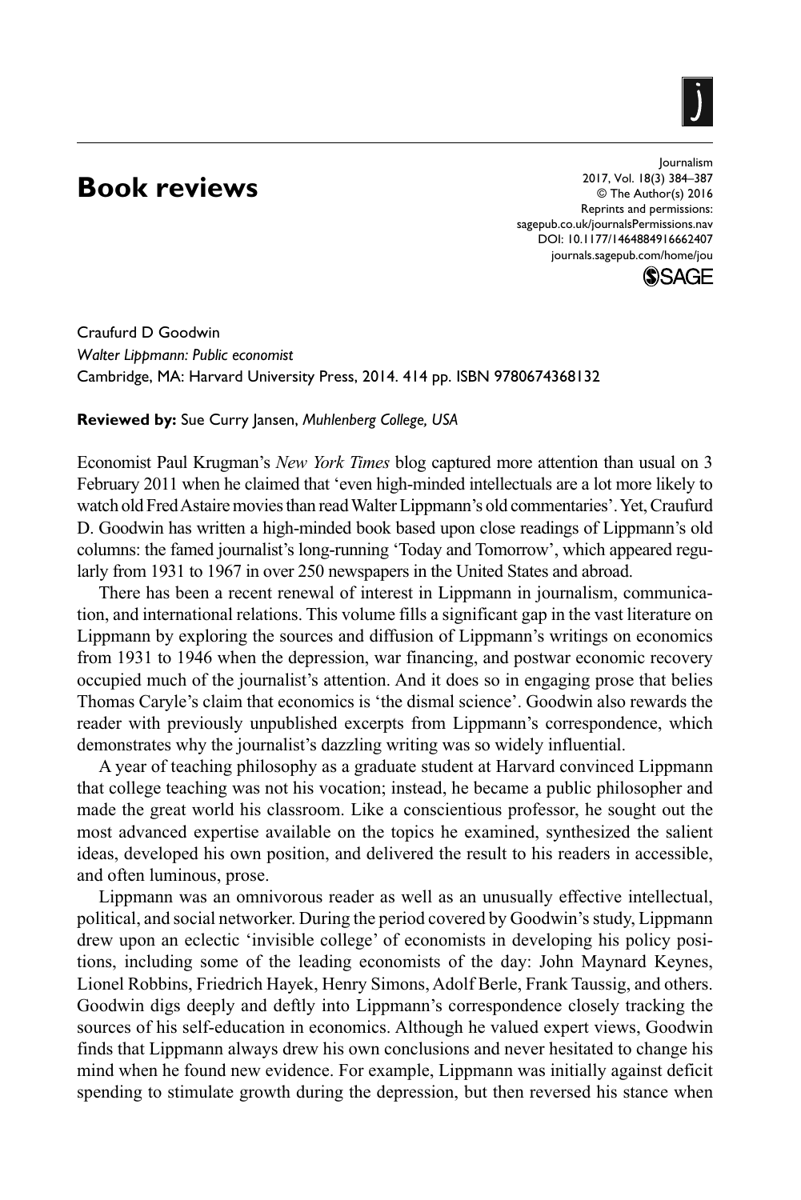# Book reviews

Craufurd D Goodwin
*Walter Lippmann: Public economist*
Cambridge, MA: Harvard University Press, 2014. 414 pp. ISBN 9780674368132

**Reviewed by:** Sue Curry Jansen, *Muhlenberg College, USA*

Economist Paul Krugman's *New York Times* blog captured more attention than usual on 3 February 2011 when he claimed that 'even high-minded intellectuals are a lot more likely to watch old Fred Astaire movies than read Walter Lippmann's old commentaries'. Yet, Craufurd D. Goodwin has written a high-minded book based upon close readings of Lippmann's old columns: the famed journalist's long-running 'Today and Tomorrow', which appeared regularly from 1931 to 1967 in over 250 newspapers in the United States and abroad.

There has been a recent renewal of interest in Lippmann in journalism, communication, and international relations. This volume fills a significant gap in the vast literature on Lippmann by exploring the sources and diffusion of Lippmann's writings on economics from 1931 to 1946 when the depression, war financing, and postwar economic recovery occupied much of the journalist's attention. And it does so in engaging prose that belies Thomas Caryle's claim that economics is 'the dismal science'. Goodwin also rewards the reader with previously unpublished excerpts from Lippmann's correspondence, which demonstrates why the journalist's dazzling writing was so widely influential.

A year of teaching philosophy as a graduate student at Harvard convinced Lippmann that college teaching was not his vocation; instead, he became a public philosopher and made the great world his classroom. Like a conscientious professor, he sought out the most advanced expertise available on the topics he examined, synthesized the salient ideas, developed his own position, and delivered the result to his readers in accessible, and often luminous, prose.

Lippmann was an omnivorous reader as well as an unusually effective intellectual, political, and social networker. During the period covered by Goodwin's study, Lippmann drew upon an eclectic 'invisible college' of economists in developing his policy positions, including some of the leading economists of the day: John Maynard Keynes, Lionel Robbins, Friedrich Hayek, Henry Simons, Adolf Berle, Frank Taussig, and others. Goodwin digs deeply and deftly into Lippmann's correspondence closely tracking the sources of his self-education in economics. Although he valued expert views, Goodwin finds that Lippmann always drew his own conclusions and never hesitated to change his mind when he found new evidence. For example, Lippmann was initially against deficit spending to stimulate growth during the depression, but then reversed his stance when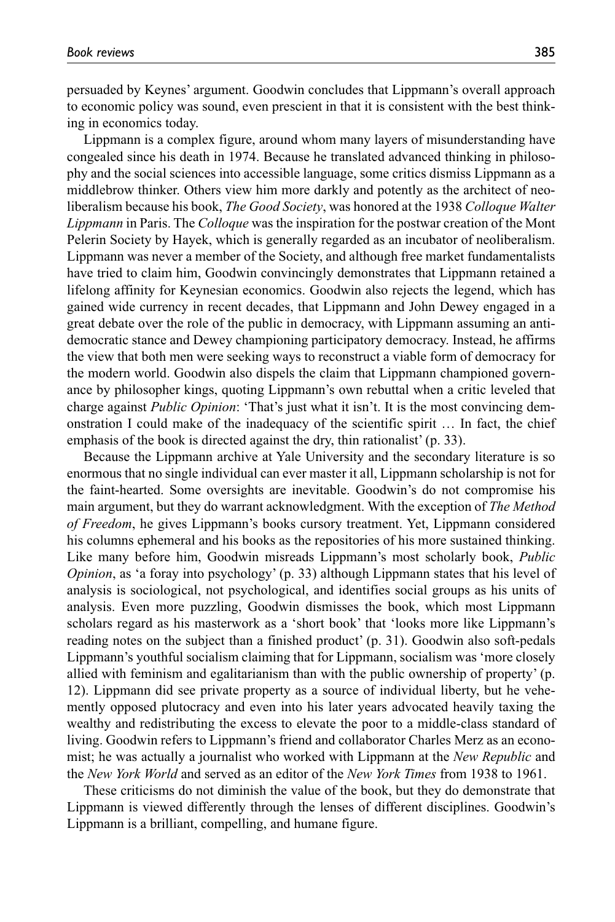persuaded by Keynes' argument. Goodwin concludes that Lippmann's overall approach to economic policy was sound, even prescient in that it is consistent with the best thinking in economics today.

Lippmann is a complex figure, around whom many layers of misunderstanding have congealed since his death in 1974. Because he translated advanced thinking in philosophy and the social sciences into accessible language, some critics dismiss Lippmann as a middlebrow thinker. Others view him more darkly and potently as the architect of neoliberalism because his book, *The Good Society*, was honored at the 1938 *Colloque Walter Lippmann* in Paris. The *Colloque* was the inspiration for the postwar creation of the Mont Pelerin Society by Hayek, which is generally regarded as an incubator of neoliberalism. Lippmann was never a member of the Society, and although free market fundamentalists have tried to claim him, Goodwin convincingly demonstrates that Lippmann retained a lifelong affinity for Keynesian economics. Goodwin also rejects the legend, which has gained wide currency in recent decades, that Lippmann and John Dewey engaged in a great debate over the role of the public in democracy, with Lippmann assuming an antidemocratic stance and Dewey championing participatory democracy. Instead, he affirms the view that both men were seeking ways to reconstruct a viable form of democracy for the modern world. Goodwin also dispels the claim that Lippmann championed governance by philosopher kings, quoting Lippmann's own rebuttal when a critic leveled that charge against *Public Opinion*: 'That's just what it isn't. It is the most convincing demonstration I could make of the inadequacy of the scientific spirit … In fact, the chief emphasis of the book is directed against the dry, thin rationalist' (p. 33).

Because the Lippmann archive at Yale University and the secondary literature is so enormous that no single individual can ever master it all, Lippmann scholarship is not for the faint-hearted. Some oversights are inevitable. Goodwin's do not compromise his main argument, but they do warrant acknowledgment. With the exception of *The Method of Freedom*, he gives Lippmann's books cursory treatment. Yet, Lippmann considered his columns ephemeral and his books as the repositories of his more sustained thinking. Like many before him, Goodwin misreads Lippmann's most scholarly book, *Public Opinion*, as 'a foray into psychology' (p. 33) although Lippmann states that his level of analysis is sociological, not psychological, and identifies social groups as his units of analysis. Even more puzzling, Goodwin dismisses the book, which most Lippmann scholars regard as his masterwork as a 'short book' that 'looks more like Lippmann's reading notes on the subject than a finished product' (p. 31). Goodwin also soft-pedals Lippmann's youthful socialism claiming that for Lippmann, socialism was 'more closely allied with feminism and egalitarianism than with the public ownership of property' (p. 12). Lippmann did see private property as a source of individual liberty, but he vehemently opposed plutocracy and even into his later years advocated heavily taxing the wealthy and redistributing the excess to elevate the poor to a middle-class standard of living. Goodwin refers to Lippmann's friend and collaborator Charles Merz as an economist; he was actually a journalist who worked with Lippmann at the *New Republic* and the *New York World* and served as an editor of the *New York Times* from 1938 to 1961.

These criticisms do not diminish the value of the book, but they do demonstrate that Lippmann is viewed differently through the lenses of different disciplines. Goodwin's Lippmann is a brilliant, compelling, and humane figure.